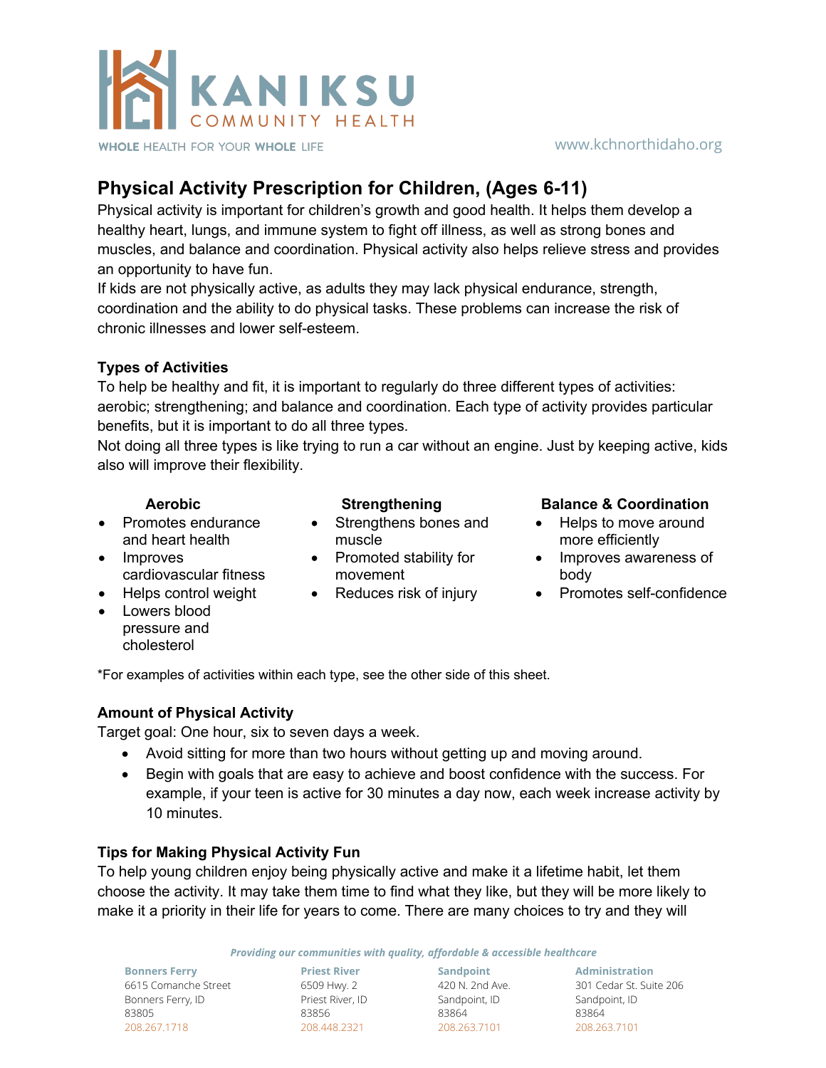# Physical Activity Prescription for Children, (Ages 6-11)

Physical activity is important for children's growth and good health. It helps them develop a healthy heart, lungs, and immune system to fight off illness, as well as strong bones and muscles, and balance and coordination. Physical activity also helps relieve stress and provides an opportunity to have fun.

If kids are not physically active, as adults they may lack physical endurance, strength, coordination and the ability to do physical tasks. These problems can increase the risk of chronic illnesses and lower self-esteem.

## Types of Activities

To help be healthy and fit, it is important to regularly do three different types of activities: aerobic; strengthening; and balance and coordination. Each type of activity provides particular benefits, but it is important to do all three types.

Not doing all three types is like trying to run a car without an engine. Just by keeping active, kids also will improve their flexibility.

**Aerobic**

- Promotes endurance and heart health
- Improves cardiovascular fitness
- Helps control weight
- Lowers blood pressure and cholesterol

**Strengthening**

- Strengthens bones and muscle
- Promoted stability for movement
- Reduces risk of injury

**Balance & Coordination**

- Helps to move around more efficiently
- Improves awareness of body
- Promotes self-confidence

*For examples of activities within each type, see the other side of this sheet.

## Amount of Physical Activity

Target goal: One hour, six to seven days a week.

- Avoid sitting for more than two hours without getting up and moving around.
- Begin with goals that are easy to achieve and boost confidence with the success. For example, if your teen is active for 30 minutes a day now, each week increase activity by 10 minutes.

## Tips for Making Physical Activity Fun

To help young children enjoy being physically active and make it a lifetime habit, let them choose the activity. It may take them time to find what they like, but they will be more likely to make it a priority in their life for years to come. There are many choices to try and they will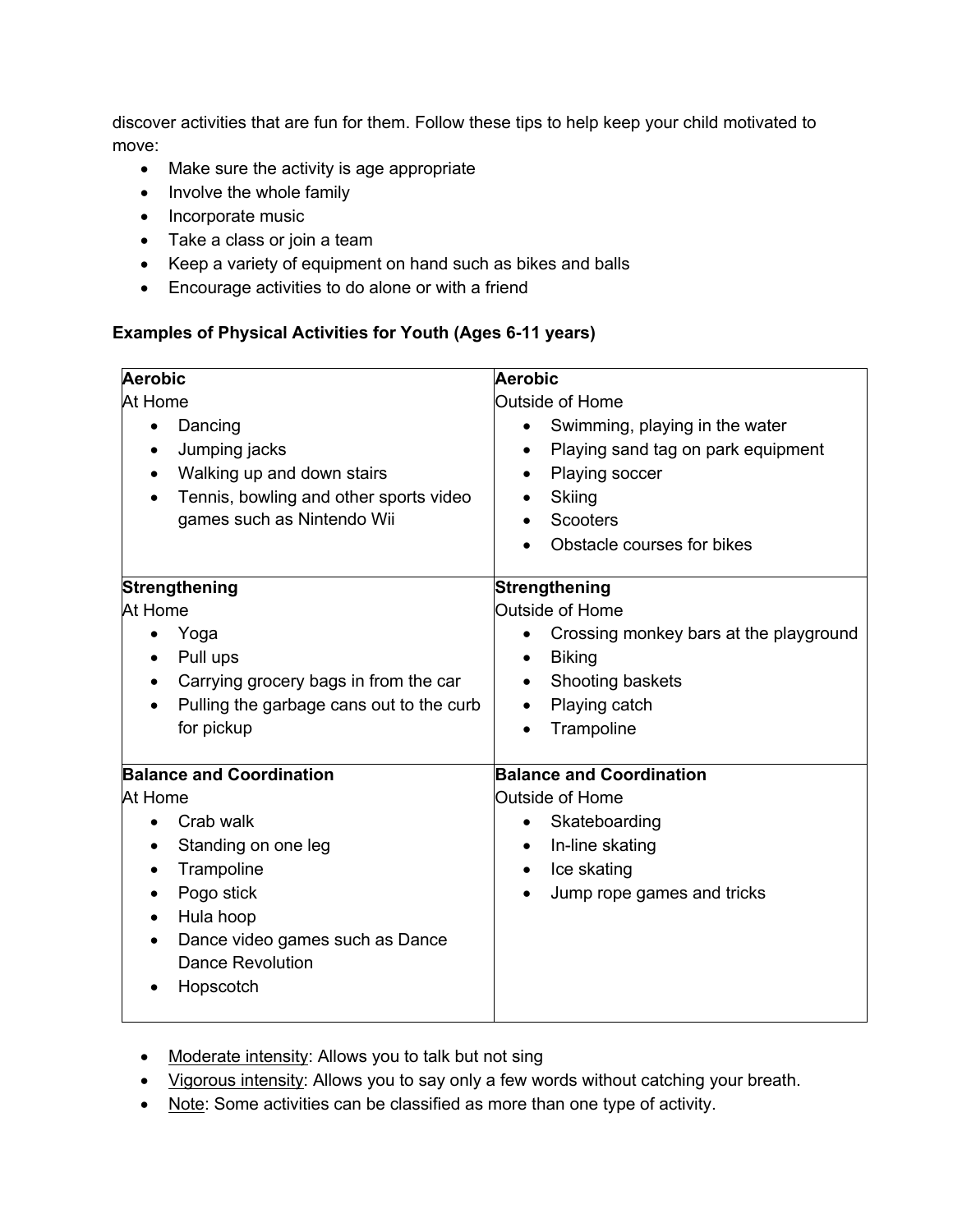discover activities that are fun for them. Follow these tips to help keep your child motivated to move:

- Make sure the activity is age appropriate
- Involve the whole family
- Incorporate music
- Take a class or join a team
- Keep a variety of equipment on hand such as bikes and balls
- Encourage activities to do alone or with a friend

**Examples of Physical Activities for Youth (Ages 6-11 years)**

| | |
|---|---|
| **Aerobic**<br>At Home<br>• Dancing<br>• Jumping jacks<br>• Walking up and down stairs<br>• Tennis, bowling and other sports video games such as Nintendo Wii | **Aerobic**<br>Outside of Home<br>• Swimming, playing in the water<br>• Playing sand tag on park equipment<br>• Playing soccer<br>• Skiing<br>• Scooters<br>• Obstacle courses for bikes |
| **Strengthening**<br>At Home<br>• Yoga<br>• Pull ups<br>• Carrying grocery bags in from the car<br>• Pulling the garbage cans out to the curb for pickup | **Strengthening**<br>Outside of Home<br>• Crossing monkey bars at the playground<br>• Biking<br>• Shooting baskets<br>• Playing catch<br>• Trampoline |
| **Balance and Coordination**<br>At Home<br>• Crab walk<br>• Standing on one leg<br>• Trampoline<br>• Pogo stick<br>• Hula hoop<br>• Dance video games such as Dance Dance Revolution<br>• Hopscotch | **Balance and Coordination**<br>Outside of Home<br>• Skateboarding<br>• In-line skating<br>• Ice skating<br>• Jump rope games and tricks |

- Moderate intensity: Allows you to talk but not sing
- Vigorous intensity: Allows you to say only a few words without catching your breath.
- Note: Some activities can be classified as more than one type of activity.